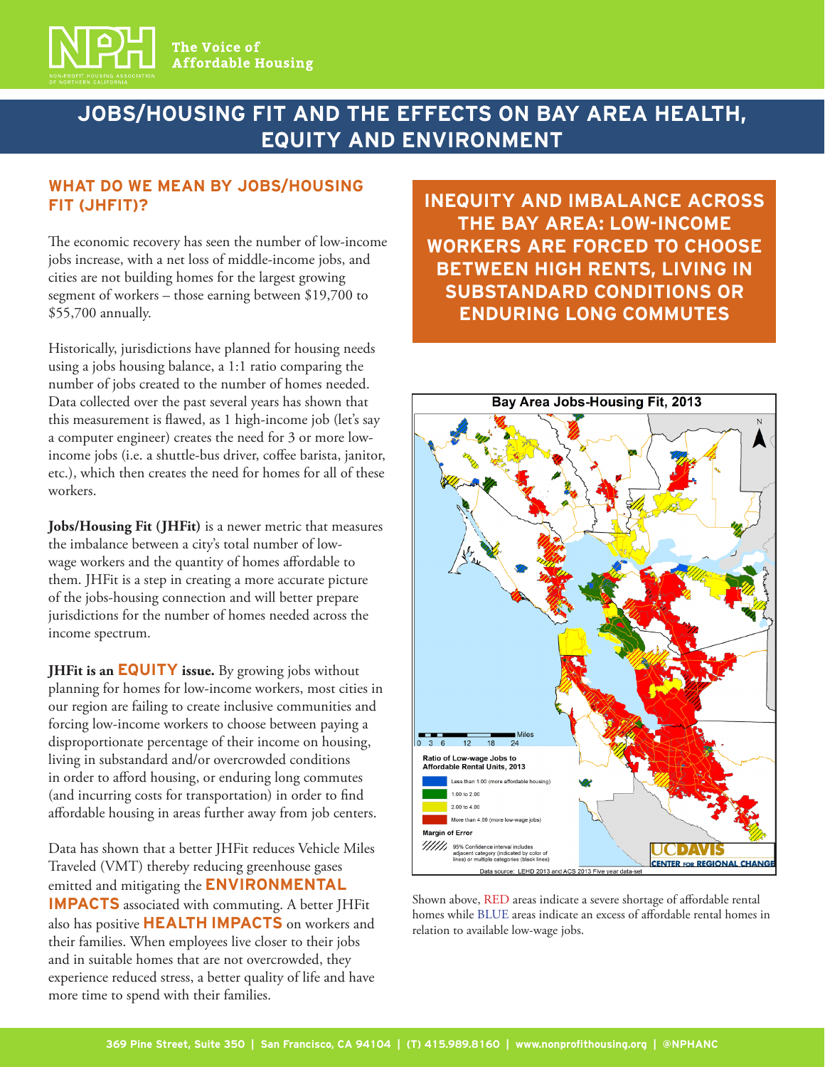# JOBS/HOUSING FIT AND THE EFFECTS ON BAY AREA HEALTH, EQUITY AND ENVIRONMENT

## WHAT DO WE MEAN BY JOBS/HOUSING FIT (JHFIT)?

The economic recovery has seen the number of low-income jobs increase, with a net loss of middle-income jobs, and cities are not building homes for the largest growing segment of workers – those earning between $19,700 to $55,700 annually.

Historically, jurisdictions have planned for housing needs using a jobs housing balance, a 1:1 ratio comparing the number of jobs created to the number of homes needed. Data collected over the past several years has shown that this measurement is flawed, as 1 high-income job (let's say a computer engineer) creates the need for 3 or more low-income jobs (i.e. a shuttle-bus driver, coffee barista, janitor, etc.), which then creates the need for homes for all of these workers.

**Jobs/Housing Fit (JHFit)** is a newer metric that measures the imbalance between a city's total number of low-wage workers and the quantity of homes affordable to them. JHFit is a step in creating a more accurate picture of the jobs-housing connection and will better prepare jurisdictions for the number of homes needed across the income spectrum.

**JHFit is an EQUITY issue.** By growing jobs without planning for homes for low-income workers, most cities in our region are failing to create inclusive communities and forcing low-income workers to choose between paying a disproportionate percentage of their income on housing, living in substandard and/or overcrowded conditions in order to afford housing, or enduring long commutes (and incurring costs for transportation) in order to find affordable housing in areas further away from job centers.

Data has shown that a better JHFit reduces Vehicle Miles Traveled (VMT) thereby reducing greenhouse gases emitted and mitigating the **ENVIRONMENTAL IMPACTS** associated with commuting. A better JHFit also has positive **HEALTH IMPACTS** on workers and their families. When employees live closer to their jobs and in suitable homes that are not overcrowded, they experience reduced stress, a better quality of life and have more time to spend with their families.

## INEQUITY AND IMBALANCE ACROSS THE BAY AREA: LOW-INCOME WORKERS ARE FORCED TO CHOOSE BETWEEN HIGH RENTS, LIVING IN SUBSTANDARD CONDITIONS OR ENDURING LONG COMMUTES

**Bay Area Jobs-Housing Fit, 2013**

Ratio of Low-wage Jobs to Affordable Rental Units, 2013

- Less than 1.00 (more affordable housing)
- 1.00 to 2.00
- 2.00 to 4.00
- More than 4.00 (more low-wage jobs)

Margin of Error: 95% Confidence interval includes adjacent category (indicated by color of lines) or multiple categories (black lines)

Data source: LEHD 2013 and ACS 2013 Five year data-set

UC DAVIS CENTER FOR REGIONAL CHANGE

Shown above, RED areas indicate a severe shortage of affordable rental homes while BLUE areas indicate an excess of affordable rental homes in relation to available low-wage jobs.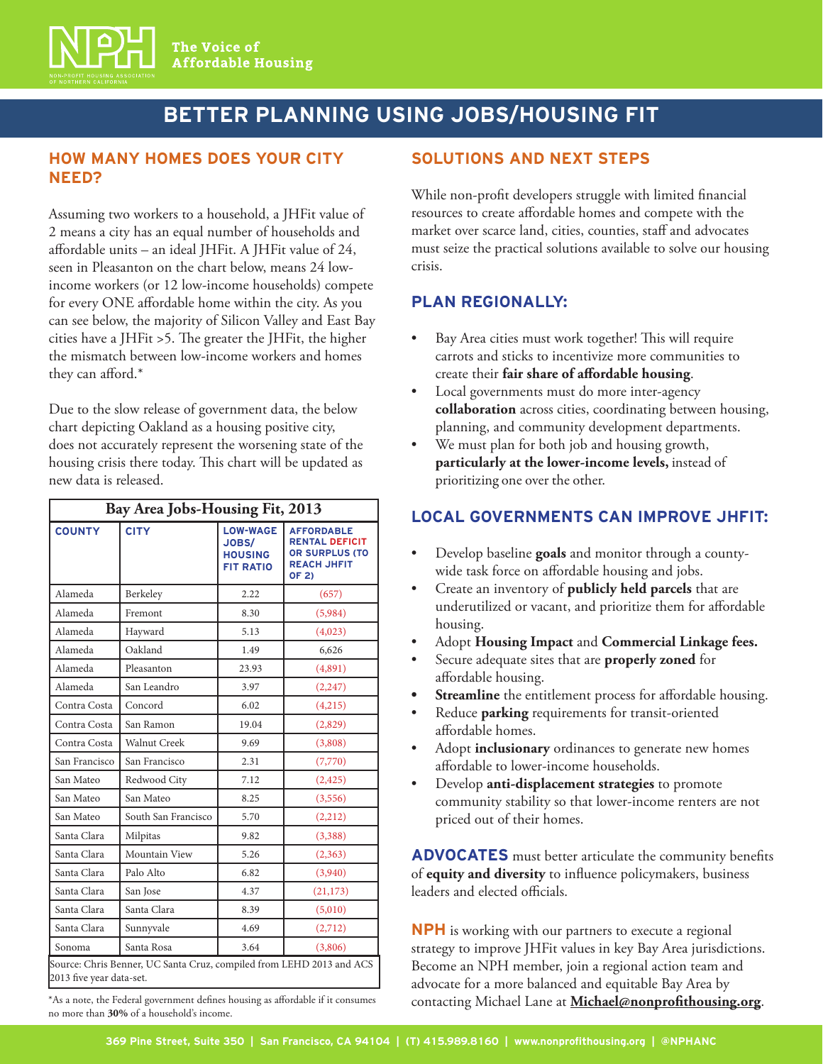The Voice of Affordable Housing

# BETTER PLANNING USING JOBS/HOUSING FIT

## HOW MANY HOMES DOES YOUR CITY NEED?

Assuming two workers to a household, a JHFit value of 2 means a city has an equal number of households and affordable units – an ideal JHFit. A JHFit value of 24, seen in Pleasanton on the chart below, means 24 low-income workers (or 12 low-income households) compete for every ONE affordable home within the city. As you can see below, the majority of Silicon Valley and East Bay cities have a JHFit >5. The greater the JHFit, the higher the mismatch between low-income workers and homes they can afford.*

Due to the slow release of government data, the below chart depicting Oakland as a housing positive city, does not accurately represent the worsening state of the housing crisis there today. This chart will be updated as new data is released.

**Bay Area Jobs-Housing Fit, 2013**

| COUNTY | CITY | LOW-WAGE JOBS/ HOUSING FIT RATIO | AFFORDABLE RENTAL DEFICIT OR SURPLUS (TO REACH JHFIT OF 2) |
|---|---|---|---|
| Alameda | Berkeley | 2.22 | (657) |
| Alameda | Fremont | 8.30 | (5,984) |
| Alameda | Hayward | 5.13 | (4,023) |
| Alameda | Oakland | 1.49 | 6,626 |
| Alameda | Pleasanton | 23.93 | (4,891) |
| Alameda | San Leandro | 3.97 | (2,247) |
| Contra Costa | Concord | 6.02 | (4,215) |
| Contra Costa | San Ramon | 19.04 | (2,829) |
| Contra Costa | Walnut Creek | 9.69 | (3,808) |
| San Francisco | San Francisco | 2.31 | (7,770) |
| San Mateo | Redwood City | 7.12 | (2,425) |
| San Mateo | San Mateo | 8.25 | (3,556) |
| San Mateo | South San Francisco | 5.70 | (2,212) |
| Santa Clara | Milpitas | 9.82 | (3,388) |
| Santa Clara | Mountain View | 5.26 | (2,363) |
| Santa Clara | Palo Alto | 6.82 | (3,940) |
| Santa Clara | San Jose | 4.37 | (21,173) |
| Santa Clara | Santa Clara | 8.39 | (5,010) |
| Santa Clara | Sunnyvale | 4.69 | (2,712) |
| Sonoma | Santa Rosa | 3.64 | (3,806) |

Source: Chris Benner, UC Santa Cruz, compiled from LEHD 2013 and ACS 2013 five year data-set.

*As a note, the Federal government defines housing as affordable if it consumes no more than **30%** of a household's income.

## SOLUTIONS AND NEXT STEPS

While non-profit developers struggle with limited financial resources to create affordable homes and compete with the market over scarce land, cities, counties, staff and advocates must seize the practical solutions available to solve our housing crisis.

### PLAN REGIONALLY:

- Bay Area cities must work together! This will require carrots and sticks to incentivize more communities to create their **fair share of affordable housing**.
- Local governments must do more inter-agency **collaboration** across cities, coordinating between housing, planning, and community development departments.
- We must plan for both job and housing growth, **particularly at the lower-income levels,** instead of prioritizing one over the other.

### LOCAL GOVERNMENTS CAN IMPROVE JHFIT:

- Develop baseline **goals** and monitor through a county-wide task force on affordable housing and jobs.
- Create an inventory of **publicly held parcels** that are underutilized or vacant, and prioritize them for affordable housing.
- Adopt **Housing Impact** and **Commercial Linkage fees.**
- Secure adequate sites that are **properly zoned** for affordable housing.
- **Streamline** the entitlement process for affordable housing.
- Reduce **parking** requirements for transit-oriented affordable homes.
- Adopt **inclusionary** ordinances to generate new homes affordable to lower-income households.
- Develop **anti-displacement strategies** to promote community stability so that lower-income renters are not priced out of their homes.

**ADVOCATES** must better articulate the community benefits of **equity and diversity** to influence policymakers, business leaders and elected officials.

**NPH** is working with our partners to execute a regional strategy to improve JHFit values in key Bay Area jurisdictions. Become an NPH member, join a regional action team and advocate for a more balanced and equitable Bay Area by contacting Michael Lane at **Michael@nonprofithousing.org**.

369 Pine Street, Suite 350 | San Francisco, CA 94104 | (T) 415.989.8160 | www.nonprofithousing.org | @NPHANC